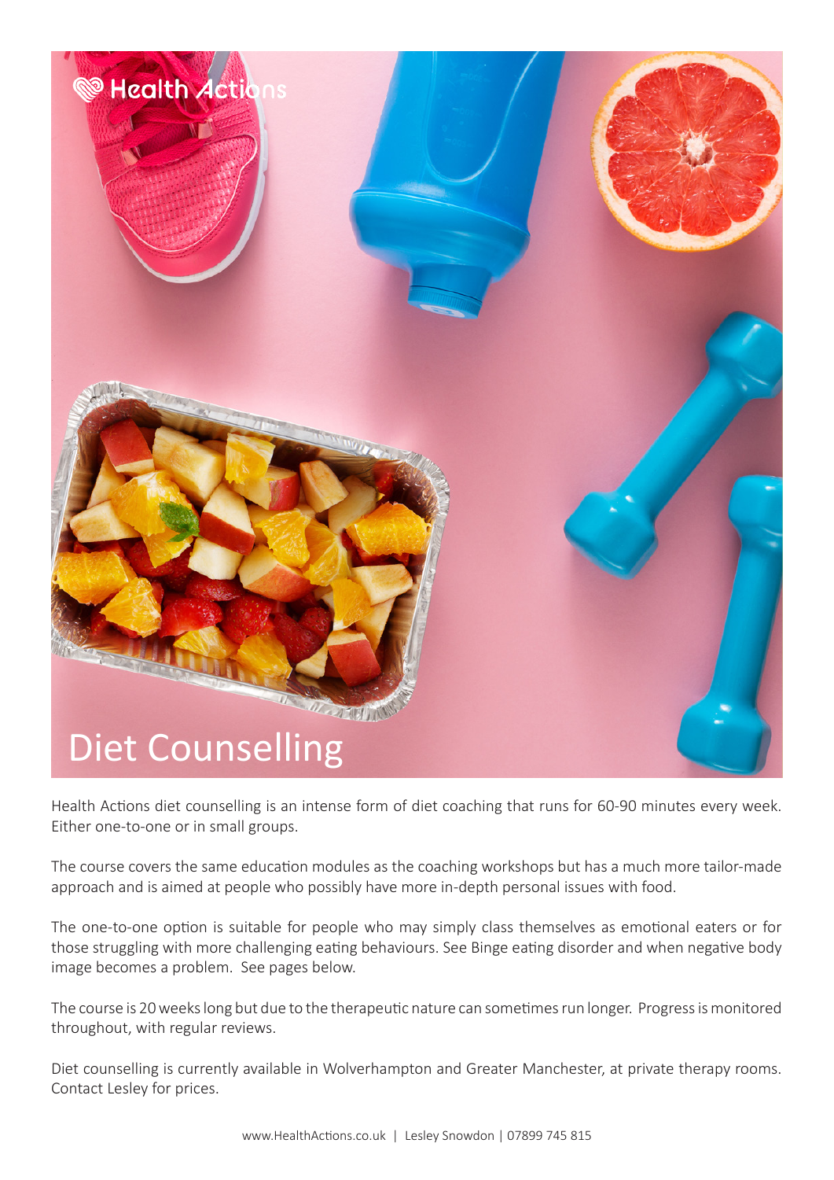Health Actions

# Diet Counselling

Health Actions diet counselling is an intense form of diet coaching that runs for 60-90 minutes every week. Either one-to-one or in small groups.

The course covers the same education modules as the coaching workshops but has a much more tailor-made approach and is aimed at people who possibly have more in-depth personal issues with food.

The one-to-one option is suitable for people who may simply class themselves as emotional eaters or for those struggling with more challenging eating behaviours. See Binge eating disorder and when negative body image becomes a problem. See pages below.

The course is 20 weeks long but due to the therapeutic nature can sometimes run longer. Progress is monitored throughout, with regular reviews.

Diet counselling is currently available in Wolverhampton and Greater Manchester, at private therapy rooms. Contact Lesley for prices.

www.HealthActions.co.uk | Lesley Snowdon | 07899 745 815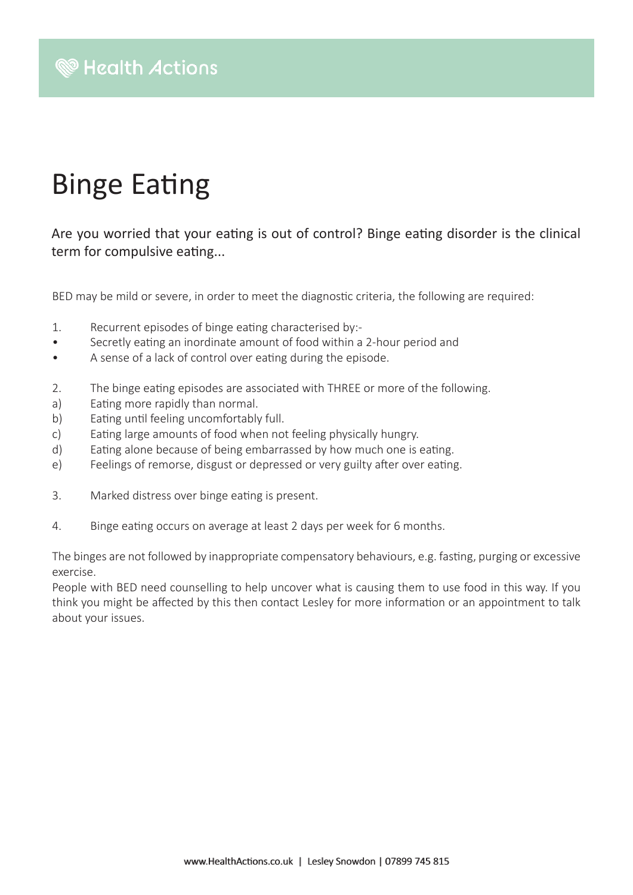# Binge Eating

Are you worried that your eating is out of control? Binge eating disorder is the clinical term for compulsive eating...

BED may be mild or severe, in order to meet the diagnostic criteria, the following are required:

1. Recurrent episodes of binge eating characterised by:-
   - Secretly eating an inordinate amount of food within a 2-hour period and
   - A sense of a lack of control over eating during the episode.

2. The binge eating episodes are associated with THREE or more of the following.
   a) Eating more rapidly than normal.
   b) Eating until feeling uncomfortably full.
   c) Eating large amounts of food when not feeling physically hungry.
   d) Eating alone because of being embarrassed by how much one is eating.
   e) Feelings of remorse, disgust or depressed or very guilty after over eating.

3. Marked distress over binge eating is present.

4. Binge eating occurs on average at least 2 days per week for 6 months.

The binges are not followed by inappropriate compensatory behaviours, e.g. fasting, purging or excessive exercise.

People with BED need counselling to help uncover what is causing them to use food in this way. If you think you might be affected by this then contact Lesley for more information or an appointment to talk about your issues.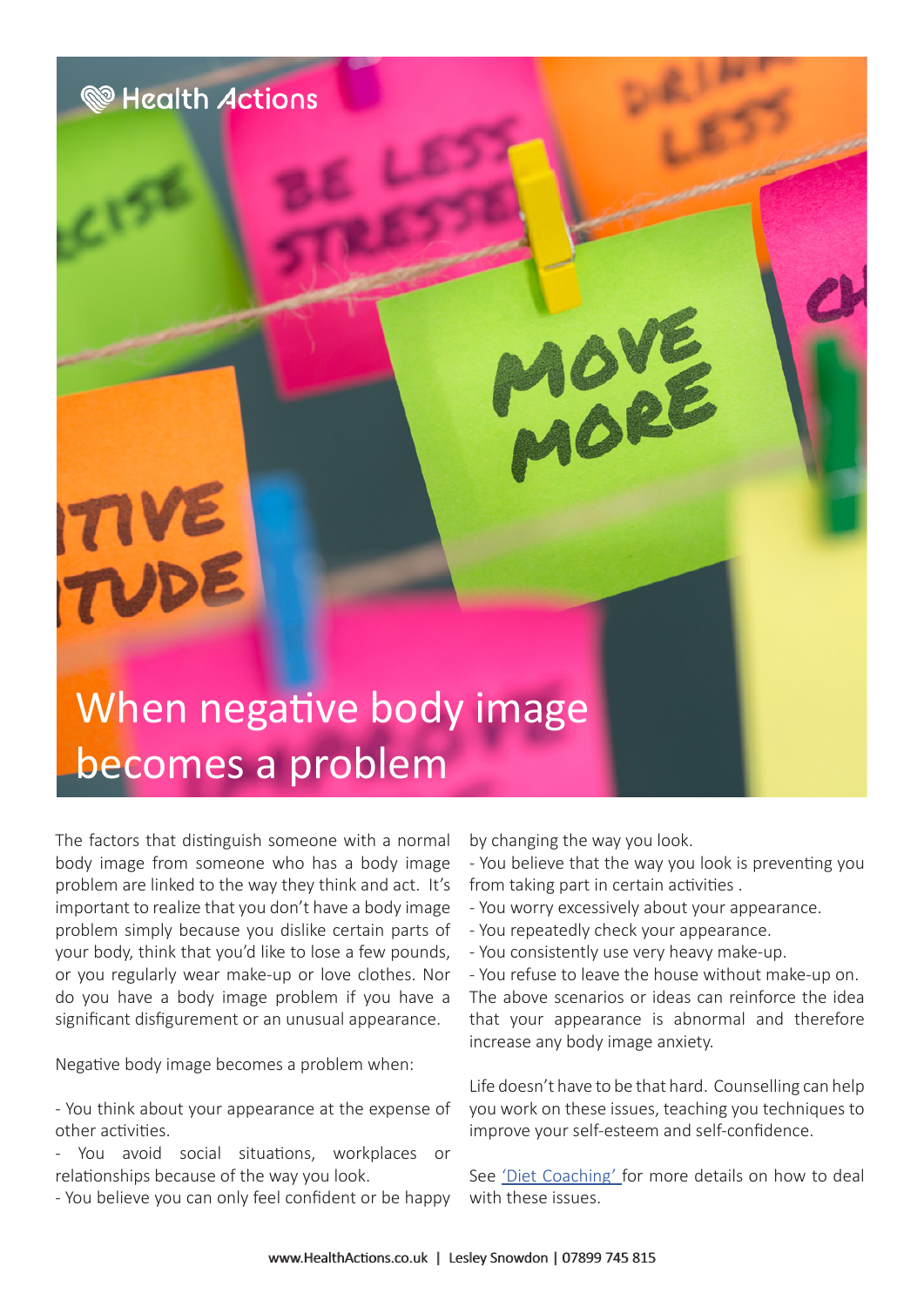# When negative body image becomes a problem

The factors that distinguish someone with a normal body image from someone who has a body image problem are linked to the way they think and act. It's important to realize that you don't have a body image problem simply because you dislike certain parts of your body, think that you'd like to lose a few pounds, or you regularly wear make-up or love clothes. Nor do you have a body image problem if you have a significant disfigurement or an unusual appearance.

Negative body image becomes a problem when:

- You think about your appearance at the expense of other activities.
- You avoid social situations, workplaces or relationships because of the way you look.
- You believe you can only feel confident or be happy by changing the way you look.
- You believe that the way you look is preventing you from taking part in certain activities .
- You worry excessively about your appearance.
- You repeatedly check your appearance.
- You consistently use very heavy make-up.
- You refuse to leave the house without make-up on.

The above scenarios or ideas can reinforce the idea that your appearance is abnormal and therefore increase any body image anxiety.

Life doesn't have to be that hard. Counselling can help you work on these issues, teaching you techniques to improve your self-esteem and self-confidence.

See 'Diet Coaching' for more details on how to deal with these issues.